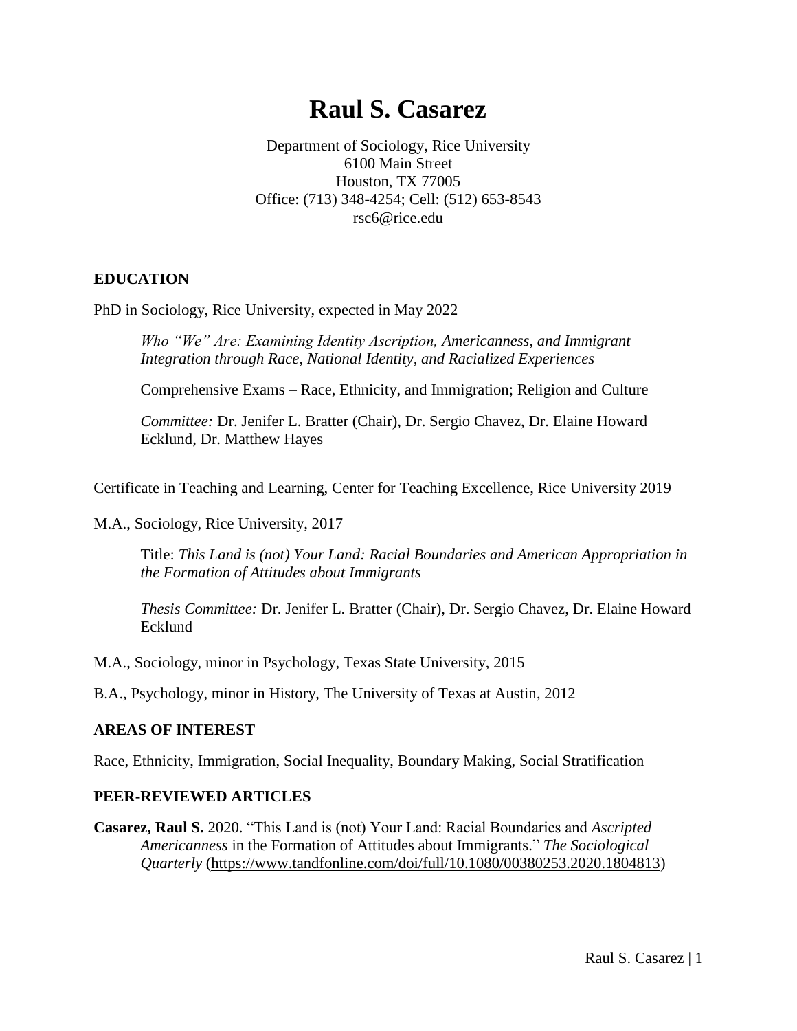# Raul S. Casarez

Department of Sociology, Rice University
6100 Main Street
Houston, TX 77005
Office: (713) 348-4254; Cell: (512) 653-8543
rsc6@rice.edu

## EDUCATION

PhD in Sociology, Rice University, expected in May 2022

> *Who "We" Are: Examining Identity Ascription, Americanness, and Immigrant Integration through Race, National Identity, and Racialized Experiences*
>
> Comprehensive Exams – Race, Ethnicity, and Immigration; Religion and Culture
>
> *Committee:* Dr. Jenifer L. Bratter (Chair), Dr. Sergio Chavez, Dr. Elaine Howard Ecklund, Dr. Matthew Hayes

Certificate in Teaching and Learning, Center for Teaching Excellence, Rice University 2019

M.A., Sociology, Rice University, 2017

> Title: *This Land is (not) Your Land: Racial Boundaries and American Appropriation in the Formation of Attitudes about Immigrants*
>
> *Thesis Committee:* Dr. Jenifer L. Bratter (Chair), Dr. Sergio Chavez, Dr. Elaine Howard Ecklund

M.A., Sociology, minor in Psychology, Texas State University, 2015

B.A., Psychology, minor in History, The University of Texas at Austin, 2012

## AREAS OF INTEREST

Race, Ethnicity, Immigration, Social Inequality, Boundary Making, Social Stratification

## PEER-REVIEWED ARTICLES

**Casarez, Raul S.** 2020. "This Land is (not) Your Land: Racial Boundaries and *Ascripted Americanness* in the Formation of Attitudes about Immigrants." *The Sociological Quarterly* (https://www.tandfonline.com/doi/full/10.1080/00380253.2020.1804813)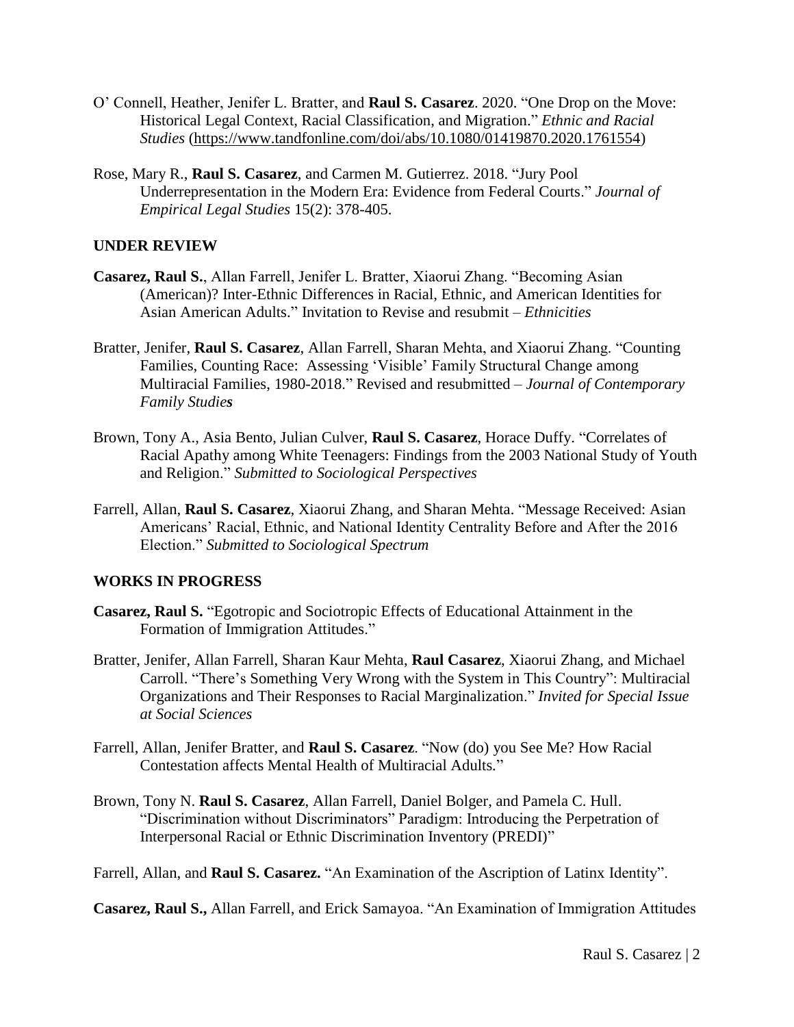O' Connell, Heather, Jenifer L. Bratter, and **Raul S. Casarez**. 2020. "One Drop on the Move: Historical Legal Context, Racial Classification, and Migration." *Ethnic and Racial Studies* (https://www.tandfonline.com/doi/abs/10.1080/01419870.2020.1761554)

Rose, Mary R., **Raul S. Casarez**, and Carmen M. Gutierrez. 2018. "Jury Pool Underrepresentation in the Modern Era: Evidence from Federal Courts." *Journal of Empirical Legal Studies* 15(2): 378-405.

## UNDER REVIEW

**Casarez, Raul S.**, Allan Farrell, Jenifer L. Bratter, Xiaorui Zhang. "Becoming Asian (American)? Inter-Ethnic Differences in Racial, Ethnic, and American Identities for Asian American Adults." Invitation to Revise and resubmit – *Ethnicities*

Bratter, Jenifer, **Raul S. Casarez**, Allan Farrell, Sharan Mehta, and Xiaorui Zhang. "Counting Families, Counting Race: Assessing 'Visible' Family Structural Change among Multiracial Families, 1980-2018." Revised and resubmitted – *Journal of Contemporary Family Studies*

Brown, Tony A., Asia Bento, Julian Culver, **Raul S. Casarez**, Horace Duffy. "Correlates of Racial Apathy among White Teenagers: Findings from the 2003 National Study of Youth and Religion." *Submitted to Sociological Perspectives*

Farrell, Allan, **Raul S. Casarez**, Xiaorui Zhang, and Sharan Mehta. "Message Received: Asian Americans' Racial, Ethnic, and National Identity Centrality Before and After the 2016 Election." *Submitted to Sociological Spectrum*

## WORKS IN PROGRESS

**Casarez, Raul S.** "Egotropic and Sociotropic Effects of Educational Attainment in the Formation of Immigration Attitudes."

Bratter, Jenifer, Allan Farrell, Sharan Kaur Mehta, **Raul Casarez**, Xiaorui Zhang, and Michael Carroll. "There's Something Very Wrong with the System in This Country": Multiracial Organizations and Their Responses to Racial Marginalization." *Invited for Special Issue at Social Sciences*

Farrell, Allan, Jenifer Bratter, and **Raul S. Casarez**. "Now (do) you See Me? How Racial Contestation affects Mental Health of Multiracial Adults."

Brown, Tony N. **Raul S. Casarez**, Allan Farrell, Daniel Bolger, and Pamela C. Hull. "Discrimination without Discriminators" Paradigm: Introducing the Perpetration of Interpersonal Racial or Ethnic Discrimination Inventory (PREDI)"

Farrell, Allan, and **Raul S. Casarez.** "An Examination of the Ascription of Latinx Identity".

**Casarez, Raul S.,** Allan Farrell, and Erick Samayoa. "An Examination of Immigration Attitudes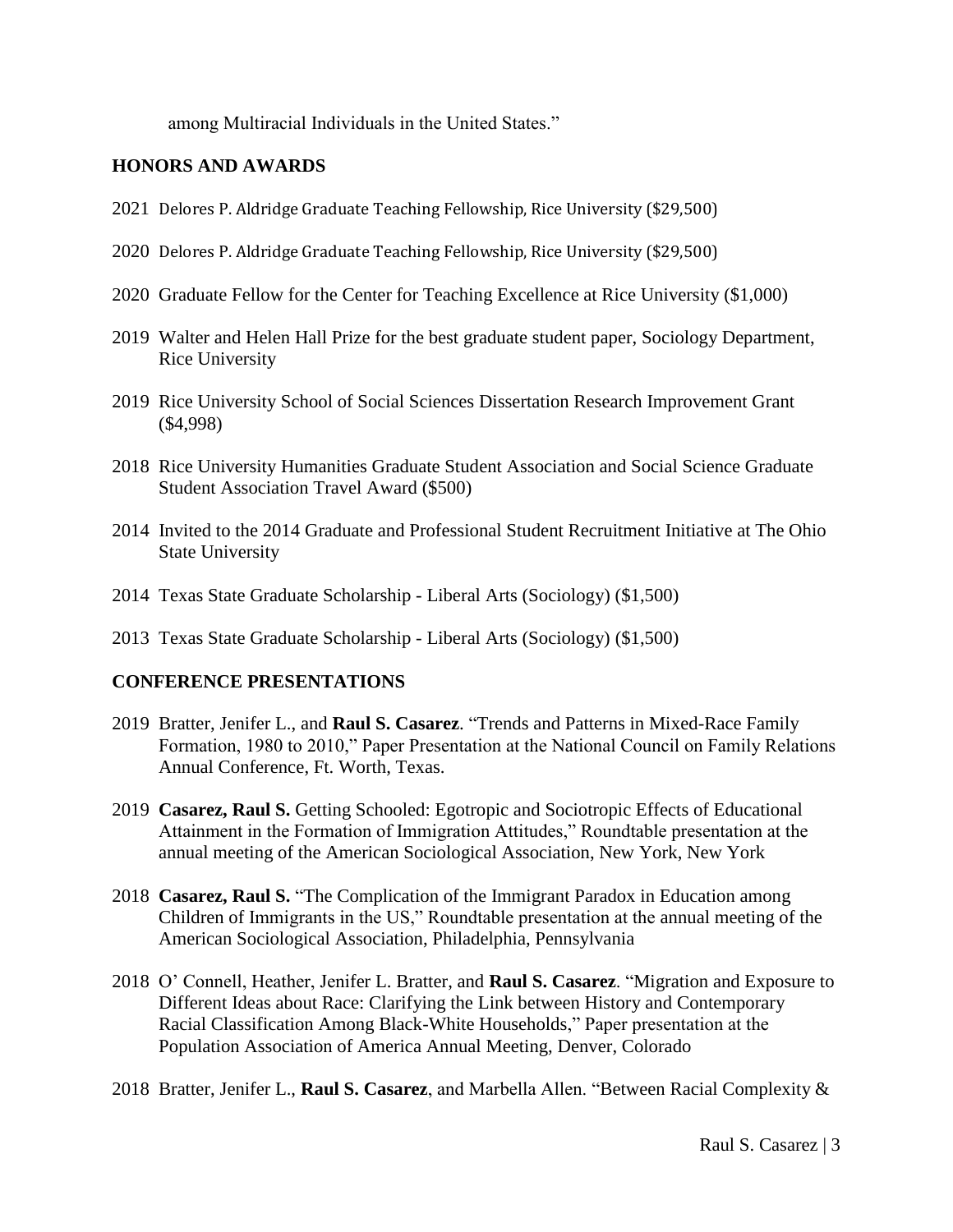among Multiracial Individuals in the United States."

## HONORS AND AWARDS

2021 Delores P. Aldridge Graduate Teaching Fellowship, Rice University ($29,500)

2020 Delores P. Aldridge Graduate Teaching Fellowship, Rice University ($29,500)

2020 Graduate Fellow for the Center for Teaching Excellence at Rice University ($1,000)

2019 Walter and Helen Hall Prize for the best graduate student paper, Sociology Department, Rice University

2019 Rice University School of Social Sciences Dissertation Research Improvement Grant ($4,998)

2018 Rice University Humanities Graduate Student Association and Social Science Graduate Student Association Travel Award ($500)

2014 Invited to the 2014 Graduate and Professional Student Recruitment Initiative at The Ohio State University

2014 Texas State Graduate Scholarship - Liberal Arts (Sociology) ($1,500)

2013 Texas State Graduate Scholarship - Liberal Arts (Sociology) ($1,500)

## CONFERENCE PRESENTATIONS

2019 Bratter, Jenifer L., and **Raul S. Casarez**. "Trends and Patterns in Mixed-Race Family Formation, 1980 to 2010," Paper Presentation at the National Council on Family Relations Annual Conference, Ft. Worth, Texas.

2019 **Casarez, Raul S.** Getting Schooled: Egotropic and Sociotropic Effects of Educational Attainment in the Formation of Immigration Attitudes," Roundtable presentation at the annual meeting of the American Sociological Association, New York, New York

2018 **Casarez, Raul S.** "The Complication of the Immigrant Paradox in Education among Children of Immigrants in the US," Roundtable presentation at the annual meeting of the American Sociological Association, Philadelphia, Pennsylvania

2018 O' Connell, Heather, Jenifer L. Bratter, and **Raul S. Casarez**. "Migration and Exposure to Different Ideas about Race: Clarifying the Link between History and Contemporary Racial Classification Among Black-White Households," Paper presentation at the Population Association of America Annual Meeting, Denver, Colorado

2018 Bratter, Jenifer L., **Raul S. Casarez**, and Marbella Allen. "Between Racial Complexity &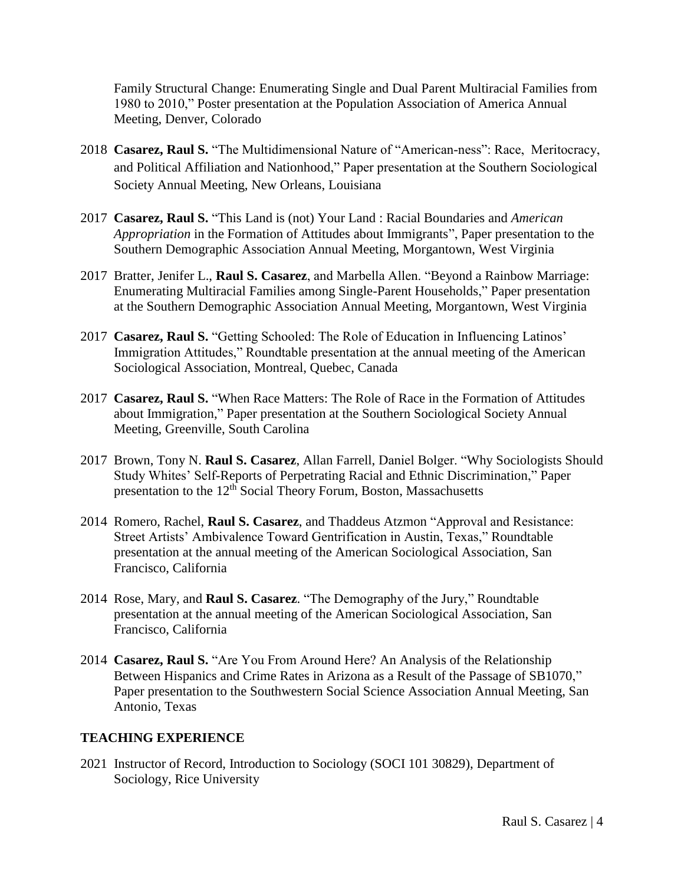Family Structural Change: Enumerating Single and Dual Parent Multiracial Families from 1980 to 2010," Poster presentation at the Population Association of America Annual Meeting, Denver, Colorado

2018 **Casarez, Raul S.** "The Multidimensional Nature of "American-ness": Race, Meritocracy, and Political Affiliation and Nationhood," Paper presentation at the Southern Sociological Society Annual Meeting, New Orleans, Louisiana

2017 **Casarez, Raul S.** "This Land is (not) Your Land : Racial Boundaries and *American Appropriation* in the Formation of Attitudes about Immigrants", Paper presentation to the Southern Demographic Association Annual Meeting, Morgantown, West Virginia

2017 Bratter, Jenifer L., **Raul S. Casarez**, and Marbella Allen. "Beyond a Rainbow Marriage: Enumerating Multiracial Families among Single-Parent Households," Paper presentation at the Southern Demographic Association Annual Meeting, Morgantown, West Virginia

2017 **Casarez, Raul S.** "Getting Schooled: The Role of Education in Influencing Latinos' Immigration Attitudes," Roundtable presentation at the annual meeting of the American Sociological Association, Montreal, Quebec, Canada

2017 **Casarez, Raul S.** "When Race Matters: The Role of Race in the Formation of Attitudes about Immigration," Paper presentation at the Southern Sociological Society Annual Meeting, Greenville, South Carolina

2017 Brown, Tony N. **Raul S. Casarez**, Allan Farrell, Daniel Bolger. "Why Sociologists Should Study Whites' Self-Reports of Perpetrating Racial and Ethnic Discrimination," Paper presentation to the 12th Social Theory Forum, Boston, Massachusetts

2014 Romero, Rachel, **Raul S. Casarez**, and Thaddeus Atzmon "Approval and Resistance: Street Artists' Ambivalence Toward Gentrification in Austin, Texas," Roundtable presentation at the annual meeting of the American Sociological Association, San Francisco, California

2014 Rose, Mary, and **Raul S. Casarez**. "The Demography of the Jury," Roundtable presentation at the annual meeting of the American Sociological Association, San Francisco, California

2014 **Casarez, Raul S.** "Are You From Around Here? An Analysis of the Relationship Between Hispanics and Crime Rates in Arizona as a Result of the Passage of SB1070," Paper presentation to the Southwestern Social Science Association Annual Meeting, San Antonio, Texas

## TEACHING EXPERIENCE

2021 Instructor of Record, Introduction to Sociology (SOCI 101 30829), Department of Sociology, Rice University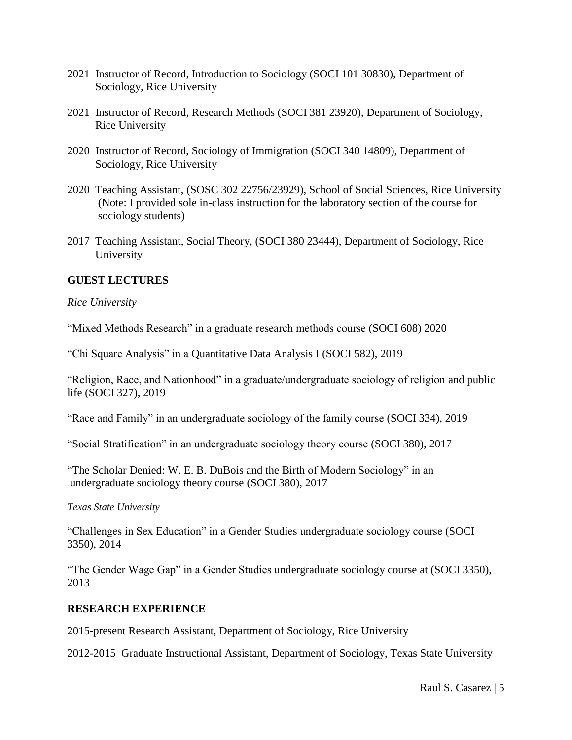2021 Instructor of Record, Introduction to Sociology (SOCI 101 30830), Department of Sociology, Rice University

2021 Instructor of Record, Research Methods (SOCI 381 23920), Department of Sociology, Rice University

2020 Instructor of Record, Sociology of Immigration (SOCI 340 14809), Department of Sociology, Rice University

2020 Teaching Assistant, (SOSC 302 22756/23929), School of Social Sciences, Rice University (Note: I provided sole in-class instruction for the laboratory section of the course for sociology students)

2017 Teaching Assistant, Social Theory, (SOCI 380 23444), Department of Sociology, Rice University

## GUEST LECTURES

*Rice University*

"Mixed Methods Research" in a graduate research methods course (SOCI 608) 2020

"Chi Square Analysis" in a Quantitative Data Analysis I (SOCI 582), 2019

"Religion, Race, and Nationhood" in a graduate/undergraduate sociology of religion and public life (SOCI 327), 2019

"Race and Family" in an undergraduate sociology of the family course (SOCI 334), 2019

"Social Stratification" in an undergraduate sociology theory course (SOCI 380), 2017

"The Scholar Denied: W. E. B. DuBois and the Birth of Modern Sociology" in an undergraduate sociology theory course (SOCI 380), 2017

*Texas State University*

"Challenges in Sex Education" in a Gender Studies undergraduate sociology course (SOCI 3350), 2014

"The Gender Wage Gap" in a Gender Studies undergraduate sociology course at (SOCI 3350), 2013

## RESEARCH EXPERIENCE

2015-present Research Assistant, Department of Sociology, Rice University

2012-2015 Graduate Instructional Assistant, Department of Sociology, Texas State University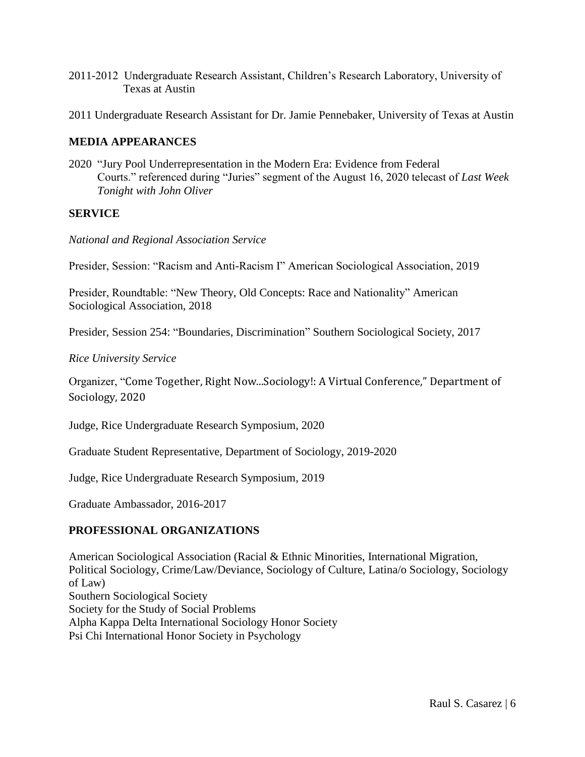2011-2012 Undergraduate Research Assistant, Children's Research Laboratory, University of Texas at Austin

2011 Undergraduate Research Assistant for Dr. Jamie Pennebaker, University of Texas at Austin

## MEDIA APPEARANCES

2020 "Jury Pool Underrepresentation in the Modern Era: Evidence from Federal Courts." referenced during "Juries" segment of the August 16, 2020 telecast of *Last Week Tonight with John Oliver*

## SERVICE

*National and Regional Association Service*

Presider, Session: "Racism and Anti-Racism I" American Sociological Association, 2019

Presider, Roundtable: "New Theory, Old Concepts: Race and Nationality" American Sociological Association, 2018

Presider, Session 254: "Boundaries, Discrimination" Southern Sociological Society, 2017

*Rice University Service*

Organizer, "Come Together, Right Now...Sociology!: A Virtual Conference," Department of Sociology, 2020

Judge, Rice Undergraduate Research Symposium, 2020

Graduate Student Representative, Department of Sociology, 2019-2020

Judge, Rice Undergraduate Research Symposium, 2019

Graduate Ambassador, 2016-2017

## PROFESSIONAL ORGANIZATIONS

American Sociological Association (Racial & Ethnic Minorities, International Migration, Political Sociology, Crime/Law/Deviance, Sociology of Culture, Latina/o Sociology, Sociology of Law)
Southern Sociological Society
Society for the Study of Social Problems
Alpha Kappa Delta International Sociology Honor Society
Psi Chi International Honor Society in Psychology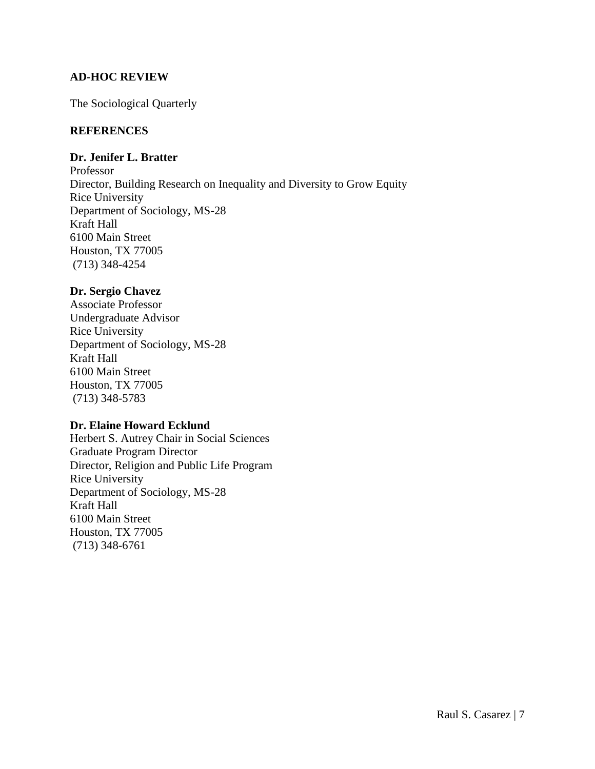## AD-HOC REVIEW

The Sociological Quarterly

## REFERENCES

**Dr. Jenifer L. Bratter**
Professor
Director, Building Research on Inequality and Diversity to Grow Equity
Rice University
Department of Sociology, MS-28
Kraft Hall
6100 Main Street
Houston, TX 77005
(713) 348-4254

**Dr. Sergio Chavez**
Associate Professor
Undergraduate Advisor
Rice University
Department of Sociology, MS-28
Kraft Hall
6100 Main Street
Houston, TX 77005
(713) 348-5783

**Dr. Elaine Howard Ecklund**
Herbert S. Autrey Chair in Social Sciences
Graduate Program Director
Director, Religion and Public Life Program
Rice University
Department of Sociology, MS-28
Kraft Hall
6100 Main Street
Houston, TX 77005
(713) 348-6761